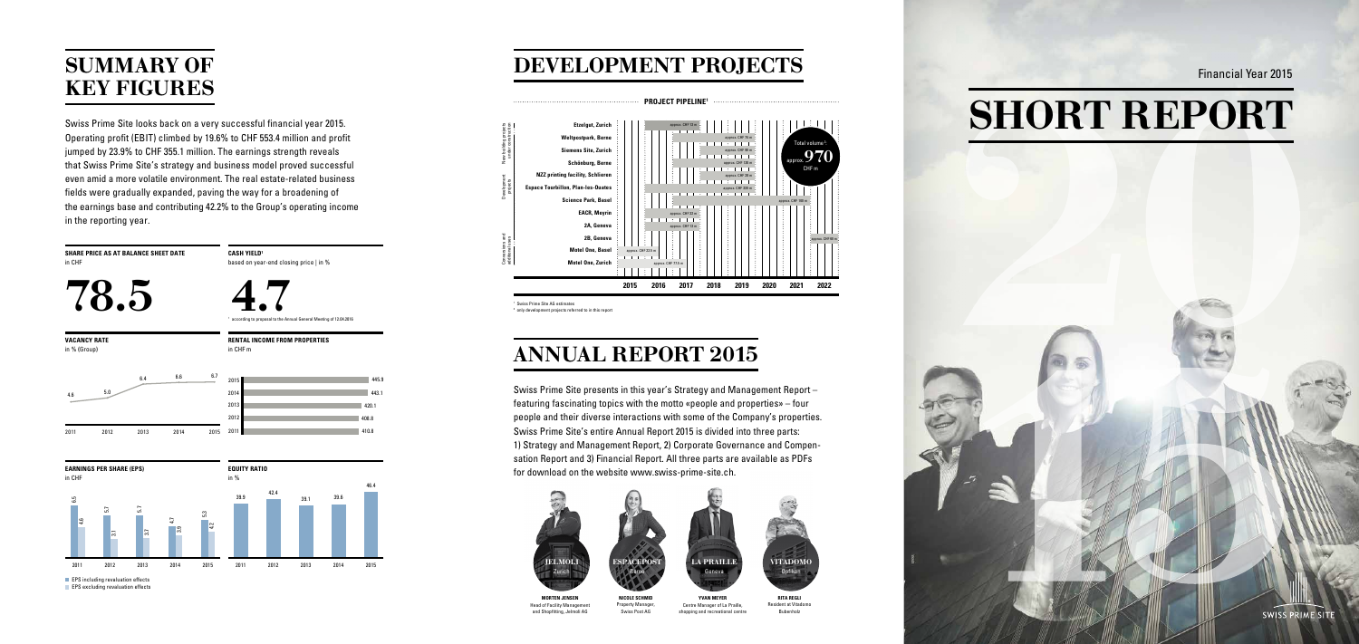# SUMMARY OF KEY FIGURES

Swiss Prime Site looks back on a very successful financial year 2015. Operating profit (EBIT) climbed by 19.6% to CHF 553.4 million and profit jumped by 23.9% to CHF 355.1 million. The earnings strength reveals that Swiss Prime Site's strategy and business model proved successful even amid a more volatile environment. The real estate-related business fields were gradually expanded, paving the way for a broadening of the earnings base and contributing 42.2% to the Group's operating income in the reporting year.

**SHARE PRICE AS AT BALANCE SHEET DATE**
in CHF

**78.5**

**CASH YIELD[1]**
based on year-end closing price | in %

**4.7**

[1] according to proposal to the Annual General Meeting of 12.04.2016

**VACANCY RATE**
in % (Group)

| 2011 | 2012 | 2013 | 2014 | 2015 |
|---|---|---|---|---|
| 4.6 | 5.0 | 6.4 | 6.6 | 6.7 |

**RENTAL INCOME FROM PROPERTIES**
in CHF m

| Year | Rental income |
|---|---|
| 2015 | 445.9 |
| 2014 | 443.1 |
| 2013 | 420.1 |
| 2012 | 408.8 |
| 2011 | 410.8 |

**EARNINGS PER SHARE (EPS)**
in CHF

| | 2011 | 2012 | 2013 | 2014 | 2015 |
|---|---|---|---|---|---|
| EPS including revaluation effects | 6.5 | 5.7 | 5.7 | 4.7 | 5.3 |
| EPS excluding revaluation effects | 4.6 | 3.1 | 3.7 | 3.9 | 4.2 |

**EQUITY RATIO**
in %

| 2011 | 2012 | 2013 | 2014 | 2015 |
|---|---|---|---|---|
| 39.9 | 42.4 | 39.1 | 39.8 | 46.4 |

# DEVELOPMENT PROJECTS

**PROJECT PIPELINE[1]**

| Category | Project | Volume |
|---|---|---|
| New building projects under construction | Etzelgut, Zurich | approx. CHF 13 m |
| | Weltpostpark, Berne | approx. CHF 75 m |
| | Siemens Site, Zurich | approx. CHF 60 m |
| | Schönburg, Berne | approx. CHF 100 m |
| | NZZ printing facility, Schlieren | approx. CHF 28 m |
| Development projects | Espace Tourbillon, Plan-les-Ouates | approx. CHF 320 m |
| | Science Park, Basel | approx. CHF 180 m |
| | EACB, Meyrin | approx. CHF 23 m |
| | 2A, Geneva | approx. CHF 13 m |
| | 2B, Geneva | approx. CHF 80 m |
| Conversions and additional uses | Motel One, Basel | approx. CHF 12.5 m |
| | Motel One, Zurich | approx. CHF 17.5 m |

Timeline: 2015 – 2022

Total volume[1] approx. **970** CHF m

[1] Swiss Prime Site AG estimates
[2] only development projects referred to in this report

# ANNUAL REPORT 2015

Swiss Prime Site presents in this year's Strategy and Management Report – featuring fascinating topics with the motto «people and properties» – four people and their diverse interactions with some of the Company's properties. Swiss Prime Site's entire Annual Report 2015 is divided into three parts: 1) Strategy and Management Report, 2) Corporate Governance and Compensation Report and 3) Financial Report. All three parts are available as PDFs for download on the website www.swiss-prime-site.ch.

**JELMOLI** Zurich
**MORTEN JENSEN**
Head of Facility Management and Shopfitting, Jelmoli AG

**ESPACEPOST** Berne
**NICOLE SCHMID**
Property Manager, Swiss Post AG

**LA PRAILLE** Geneva
**YVAN MEYER**
Centre Manager of La Praille, shopping and recreational centre

**VITADOMO** Bubikon
**RITA REGLI**
Resident at Vitadomo Bubenholz

Financial Year 2015

# SHORT REPORT

SWISS PRIME SITE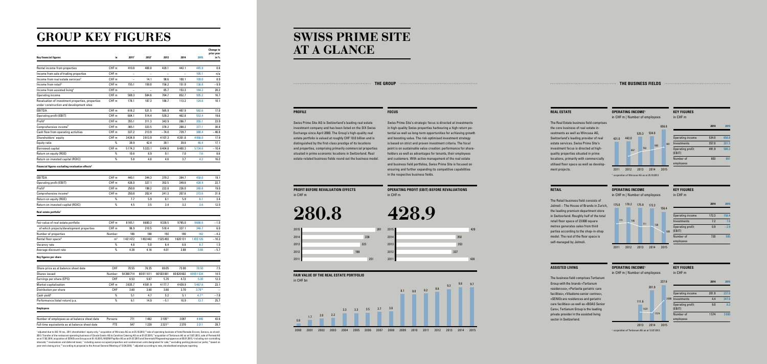# GROUP KEY FIGURES

| Key financial figures | in | 2011[1] | 2012[1] | 2013 | 2014 | 2015 | Change to prior year in % |
|---|---|---|---|---|---|---|---|
| Rental income from properties | CHF m | 410.8 | 408.6 | 428.1 | 443.1 | 445.9 | 0.6 |
| Income from sale of trading properties | CHF m | – | – | – | – | 105.1 | n/a |
| Income from real estate services[2] | CHF m | – | 14.1 | 98.6 | 100.1 | 109.0 | 8.9 |
| Income from retail[3] | CHF m | 155.1 | 159.0 | 156.2 | 151.9 | 136.8 | –9.9 |
| Income from assisted living[4] | CHF m | – | – | 85.7 | 153.3 | 184.2 | 20.2 |
| Operating income | CHF m | 569.3 | 584.6 | 764.7 | 852.7 | 995.2 | 16.7 |
| Revaluation of investment properties, properties under construction and development sites | CHF m | 178.1 | 187.3 | 188.7 | 113.2 | 124.6 | 10.1 |
| EBITDA | CHF m | 618.2 | 531.5 | 565.9 | 497.9 | 582.6 | 17.0 |
| Operating profit (EBIT) | CHF m | 604.1 | 514.4 | 539.2 | 462.8 | 553.4 | 19.6 |
| Profit[5] | CHF m | 355.1 | 311.3 | 343.9 | 286.7 | 355.1 | 23.9 |
| Comprehensive income[5] | CHF m | 365.1 | 323.5 | 378.2 | 288.2 | 377.1 | 30.8 |
| Cash flow from operating activities | CHF m | 327.2 | 213.9 | –74.0 | 729.7 | 388.4 | –46.8 |
| Shareholders' equity | CHF m | 3434.9 | 3913.9 | 4107.3 | 4201.8 | 4950.0 | 17.8 |
| Equity ratio | % | 38.9 | 42.4 | 38.1 | 39.6 | 46.4 | 17.1 |
| Borrowed capital | CHF m | 5174.3 | 5323.1 | 6404.8 | 6400.3 | 5734.8 | –10.4 |
| Return on equity (ROE) | % | 10.6 | 8.9 | 9.1 | 7.0 | 7.6 | 8.6 |
| Return on invested capital (ROIC) | % | 5.8 | 4.8 | 4.6 | 3.7 | 4.3 | 16.2 |

**Financial figures excluding revaluation effects[6]**

| | | | | | | | |
|---|---|---|---|---|---|---|---|
| EBITDA | CHF m | 440.1 | 344.3 | 379.2 | 384.7 | 458.0 | 19.1 |
| Operating profit (EBIT) | CHF m | 426.0 | 327.1 | 352.5 | 349.6 | 428.9 | 22.7 |
| Profit[5] | CHF m | 250.8 | 198.2 | 222.8 | 236.0 | 280.8 | 19.0 |
| Comprehensive income[5] | CHF m | 250.8 | 202.4 | 241.3 | 207.6 | 273.0 | 31.8 |
| Return on equity (ROE) | % | 7.7 | 5.9 | 6.1 | 5.9 | 6.1 | 3.4 |
| Return on invested capital (ROIC) | % | 4.5 | 3.5 | 3.4 | 3.2 | 3.6 | 12.5 |

**Real estate portfolio[7]**

| | | | | | | | |
|---|---|---|---|---|---|---|---|
| Fair value of real estate portfolio | CHF m | 8165.1 | 8800.3 | 9339.5 | 9785.0 | 9688.6 | –1.0 |
| of which projects/development properties | CHF m | 96.9 | 210.5 | 518.4 | 327.1 | 346.7 | 6.0 |
| Number of properties | Number | 186 | 188 | 193 | 190 | 182 | –4.2 |
| Rental floor space[8] | m² | 1421472 | 1492442 | 1525493 | 1620131 | 1455126 | –10.2 |
| Vacancy rate | % | 4.6 | 5.0 | 6.4 | 6.6 | 6.7 | 1.5 |
| Average discount rate | % | 4.38 | 4.16 | 4.01 | 3.88 | 3.66 | –5.7 |

**Key figures per share**

| | | | | | | | |
|---|---|---|---|---|---|---|---|
| Share price as at balance sheet date | CHF | 70.55 | 76.35 | 69.05 | 73.00 | 78.50 | 7.5 |
| Shares issued | Number | 54368714 | 60011611 | 60503081 | 60820602 | 69651534 | 14.5 |
| Earnings per share (EPS) | CHF | 6.53 | 5.67 | 5.70 | 4.72 | 5.30 | 12.3 |
| Market capitalisation | CHF m | 3835.7 | 4581.9 | 4177.7 | 4439.9 | 5467.6 | 23.1 |
| Distribution per share | CHF | 3.60 | 3.60 | 3.60 | 3.70 | 3.70[10] | – |
| Cash yield[9] | % | 5.1 | 4.7 | 5.2 | 5.1 | 4.7[10] | –7.8 |
| Performance (total return) p.a. | % | 6.1 | 14.9 | –5.1 | 10.9 | 13.7 | 25.7 |

**Employees**

| | | | | | | | |
|---|---|---|---|---|---|---|---|
| Number of employees as at balance sheet date | Persons | 771 | 1462 | 3105[11] | 3097 | 4446 | 43.6 |
| Full-time equivalents as at balance sheet date | FTE | 547 | 1239 | 2321[11] | 2370 | 3311 | 39.7 |

[1] adjusted due to IAS 19 rev., 2011 shareholders' equity only; [2] acquisition of Wincasa AG as at 25.10.2012; [3] sale of operating business of hotel Ramada Encore, Geneva, as at end-2013; Transfer of the restaurant operating business of Clouds Gastro AG to Candrian Catering AG as at 01.07.2015; [4] acquisition of Tertianum AG as at 12.07.2013, sale of Perlavita AG as at 17.03.2014, acquisition of SENIOcare Group as at 01.10.2015, WGDM Papillon AG as at 01.07.2015 and Streimann Pflegewohngruppen as at 05.01.2015; [5] including non-controlling interests; [6] revaluations and deferred taxes; [7] including owner-occupied properties and condominium units designated for sale; [8] excluding parking places/car parks; [9] based on year-end closing price; [10] according to proposal to the Annual General Meeting of 12.04.2016; [11] adjusted according to new, standardised employee reporting

# SWISS PRIME SITE AT A GLANCE

## THE GROUP

### PROFILE

Swiss Prime Site AG is Switzerland's leading real estate investment company and has been listed on the SIX Swiss Exchange since April 2000. The Group's high-quality real estate portfolio is valued at roughly CHF 10.0 billion and is distinguished by the first-class prestige of its locations and properties, comprising primarily commercial properties situated in prime economic locations in Switzerland. Real estate-related business fields round out the business model.

### FOCUS

Swiss Prime Site's strategic focus is directed at investments in high-quality Swiss properties harbouring a high return potential as well as long-term opportunities for achieving growth and boosting value. The risk-optimised investment strategy is based on strict and proven investment criteria. The focal point is on sustainable value creation: performance for shareholders as well as advantages for tenants, their employees and customers. With active management of the real estate and business field portfolios, Swiss Prime Site is focused on ensuring and further expanding its competitive capabilities in the respective business fields.

### PROFIT BEFORE REVALUATION EFFECTS
in CHF m

**280.8**

2015 281
2014 236
2013 223
2012 198
2011 251

### OPERATING PROFIT (EBIT) BEFORE REVALUATIONS
in CHF m

**428.9**

2015 429
2014 350
2013 353
2012 327
2011 426

### FAIR VALUE OF THE REAL ESTATE PORTFOLIO
in CHF bn

0.8 1.7 2.0 2.2 3.3 3.3 3.5 3.7 3.8 8.1 8.0 8.2 8.8 9.3 9.8 9.7

2000 2001 2002 2003 2004 2005 2006 2007 2008 2009 2010 2011 2012 2013 2014 2015

## THE BUSINESS FIELDS

### REAL ESTATE

The Real Estate business field comprises the core business of real estate investments as well as Wincasa AG, Switzerland's leading provider of real estate services. Swiss Prime Site's investment focus is directed at high-quality properties situated in prime locations, primarily with commercially utilised floor space as well as development projects.

**OPERATING INCOME[1]**
in CHF m | Number of employees

431.0 443.0 525.3 534.0 656.8
657 762 803 861
2011 2012 2013 2014 2015

[1] acquisition of Wincasa AG as at 25.10.2012

**KEY FIGURES**
in CHF m

| | 2014 | 2015 |
|---|---|---|
| Operating income | 534.0 | 656.8 |
| Investments | 357.0 | 201.5 |
| Operating profit (EBIT) | 491.9 | 580.2 |
| Number of employees | 803 | 861 |

### RETAIL

The Retail business field consists of Jelmoli – The House of Brands in Zurich, the leading premium department store in Switzerland. Roughly half of the total retail floor space of 23800 square metres generates sales from third parties according to the shop-in-shop model. The rest of the floor space is self-managed by Jelmoli.

**OPERATING INCOME**
in CHF m | Number of employees

175.0 178.2 175.9 172.3 156.4
771 795 711 720 585
2011 2012 2013 2014 2015

**KEY FIGURES**
in CHF m

| | 2014 | 2015 |
|---|---|---|
| Operating income | 172.3 | 156.4 |
| Investments | 7.2 | 7.6 |
| Operating profit (EBIT) | 0.9 | –2.9 |
| Number of employees | 720 | 585 |

### ASSISTED LIVING

The business field comprises Tertianum Group with the brands «Tertianum residences», «Perlavita geriatric care facilities», «Vitadomo senior centres», «SENIOcare residences and geriatric care facilities» as well as «BOAS Senior Care». Tertianum Group is the leading private provider in the assisted living sector in Switzerland.

**OPERATING INCOME[1]**
in CHF m | Number of employees

111.6 201.9 237.6
1631 1574 3000
2013 2014 2015

[1] acquisition of Tertianum AG as at 12.07.2013

**KEY FIGURES**
in CHF m

| | 2014 | 2015 |
|---|---|---|
| Operating income | 201.9 | 237.6 |
| Investments | 4.4 | 247.6 |
| Operating profit (EBIT) | 9.0 | 8.2 |
| Number of employees | 1574 | 3000 |